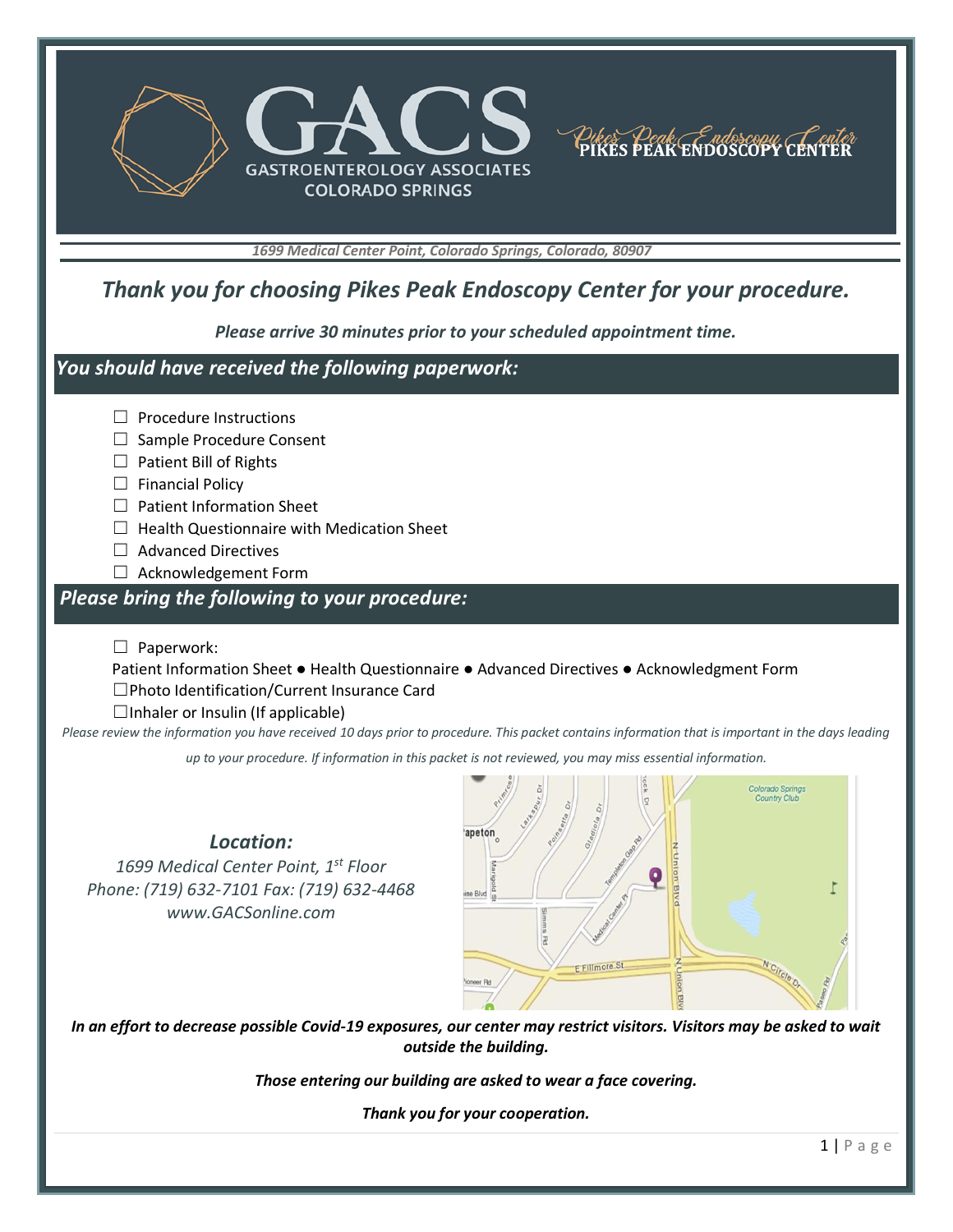# GACS

GASTROENTEROLOGY ASSOCIATES
COLORADO SPRINGS

PIKES PEAK ENDOSCOPY CENTER

*1699 Medical Center Point, Colorado Springs, Colorado, 80907*

## *Thank you for choosing Pikes Peak Endoscopy Center for your procedure.*

***Please arrive 30 minutes prior to your scheduled appointment time.***

### *You should have received the following paperwork:*

- ☐ Procedure Instructions
- ☐ Sample Procedure Consent
- ☐ Patient Bill of Rights
- ☐ Financial Policy
- ☐ Patient Information Sheet
- ☐ Health Questionnaire with Medication Sheet
- ☐ Advanced Directives
- ☐ Acknowledgement Form

### *Please bring the following to your procedure:*

☐ Paperwork:

Patient Information Sheet ● Health Questionnaire ● Advanced Directives ● Acknowledgment Form

☐Photo Identification/Current Insurance Card

☐Inhaler or Insulin (If applicable)

*Please review the information you have received 10 days prior to procedure. This packet contains information that is important in the days leading up to your procedure. If information in this packet is not reviewed, you may miss essential information.*

***Location:***

*1699 Medical Center Point, 1st Floor*
*Phone: (719) 632-7101 Fax: (719) 632-4468*
*www.GACSonline.com*

***In an effort to decrease possible Covid-19 exposures, our center may restrict visitors. Visitors may be asked to wait outside the building.***

***Those entering our building are asked to wear a face covering.***

***Thank you for your cooperation.***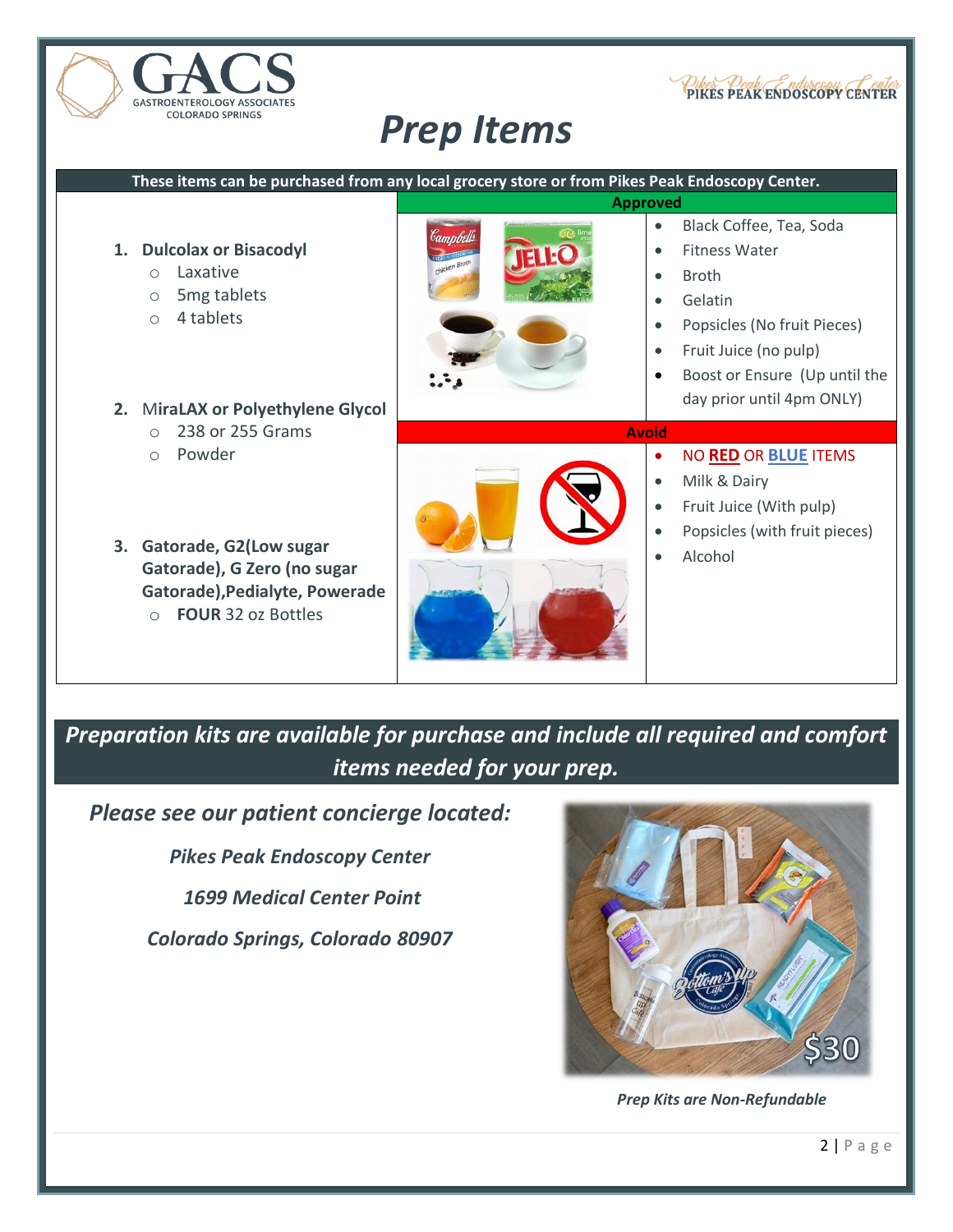# Prep Items

**These items can be purchased from any local grocery store or from Pikes Peak Endoscopy Center.**

1. **Dulcolax or Bisacodyl**
   - Laxative
   - 5mg tablets
   - 4 tablets

2. **MiraLAX or Polyethylene Glycol**
   - 238 or 255 Grams
   - Powder

3. **Gatorade, G2(Low sugar Gatorade), G Zero (no sugar Gatorade),Pedialyte, Powerade**
   - **FOUR** 32 oz Bottles

**Approved**

- Black Coffee, Tea, Soda
- Fitness Water
- Broth
- Gelatin
- Popsicles (No fruit Pieces)
- Fruit Juice (no pulp)
- Boost or Ensure (Up until the day prior until 4pm ONLY)

**Avoid**

- NO **RED** OR **BLUE** ITEMS
- Milk & Dairy
- Fruit Juice (With pulp)
- Popsicles (with fruit pieces)
- Alcohol

***Preparation kits are available for purchase and include all required and comfort items needed for your prep.***

***Please see our patient concierge located:***

***Pikes Peak Endoscopy Center***

***1699 Medical Center Point***

***Colorado Springs, Colorado 80907***

$30

***Prep Kits are Non-Refundable***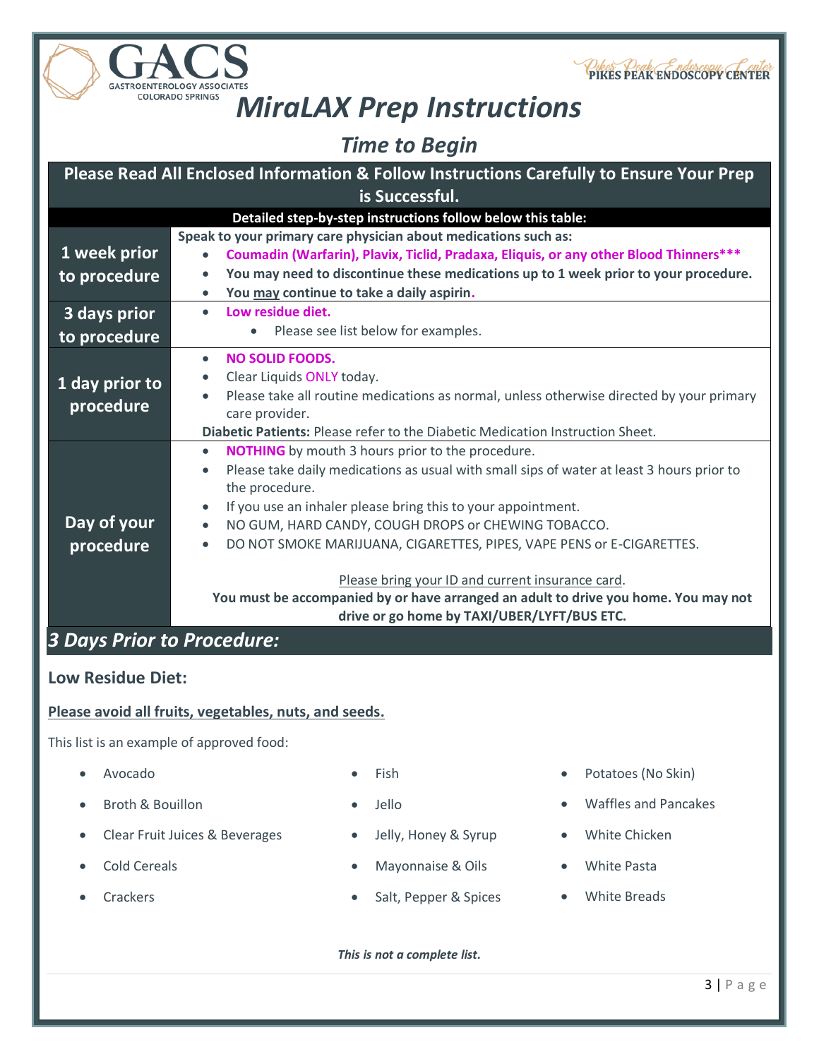GACS
GASTROENTEROLOGY ASSOCIATES
COLORADO SPRINGS

PIKES PEAK ENDOSCOPY CENTER

# *MiraLAX Prep Instructions*

## *Time to Begin*

**Please Read All Enclosed Information & Follow Instructions Carefully to Ensure Your Prep is Successful.**

**Detailed step-by-step instructions follow below this table:**

| | |
|---|---|
| **1 week prior to procedure** | **Speak to your primary care physician about medications such as:**<br>• **Coumadin (Warfarin), Plavix, Ticlid, Pradaxa, Eliquis, or any other Blood Thinners*****<br>• **You may need to discontinue these medications up to 1 week prior to your procedure.**<br>• **You may continue to take a daily aspirin.** |
| **3 days prior to procedure** | • **Low residue diet.**<br>  • Please see list below for examples. |
| **1 day prior to procedure** | • **NO SOLID FOODS.**<br>• Clear Liquids ONLY today.<br>• Please take all routine medications as normal, unless otherwise directed by your primary care provider.<br>**Diabetic Patients:** Please refer to the Diabetic Medication Instruction Sheet. |
| **Day of your procedure** | • **NOTHING** by mouth 3 hours prior to the procedure.<br>• Please take daily medications as usual with small sips of water at least 3 hours prior to the procedure.<br>• If you use an inhaler please bring this to your appointment.<br>• NO GUM, HARD CANDY, COUGH DROPS or CHEWING TOBACCO.<br>• DO NOT SMOKE MARIJUANA, CIGARETTES, PIPES, VAPE PENS or E-CIGARETTES.<br><br>Please bring your ID and current insurance card.<br>**You must be accompanied by or have arranged an adult to drive you home. You may not drive or go home by TAXI/UBER/LYFT/BUS ETC.** |

## *3 Days Prior to Procedure:*

### Low Residue Diet:

**Please avoid all fruits, vegetables, nuts, and seeds.**

This list is an example of approved food:

- Avocado
- Broth & Bouillon
- Clear Fruit Juices & Beverages
- Cold Cereals
- Crackers
- Fish
- Jello
- Jelly, Honey & Syrup
- Mayonnaise & Oils
- Salt, Pepper & Spices
- Potatoes (No Skin)
- Waffles and Pancakes
- White Chicken
- White Pasta
- White Breads

***This is not a complete list.***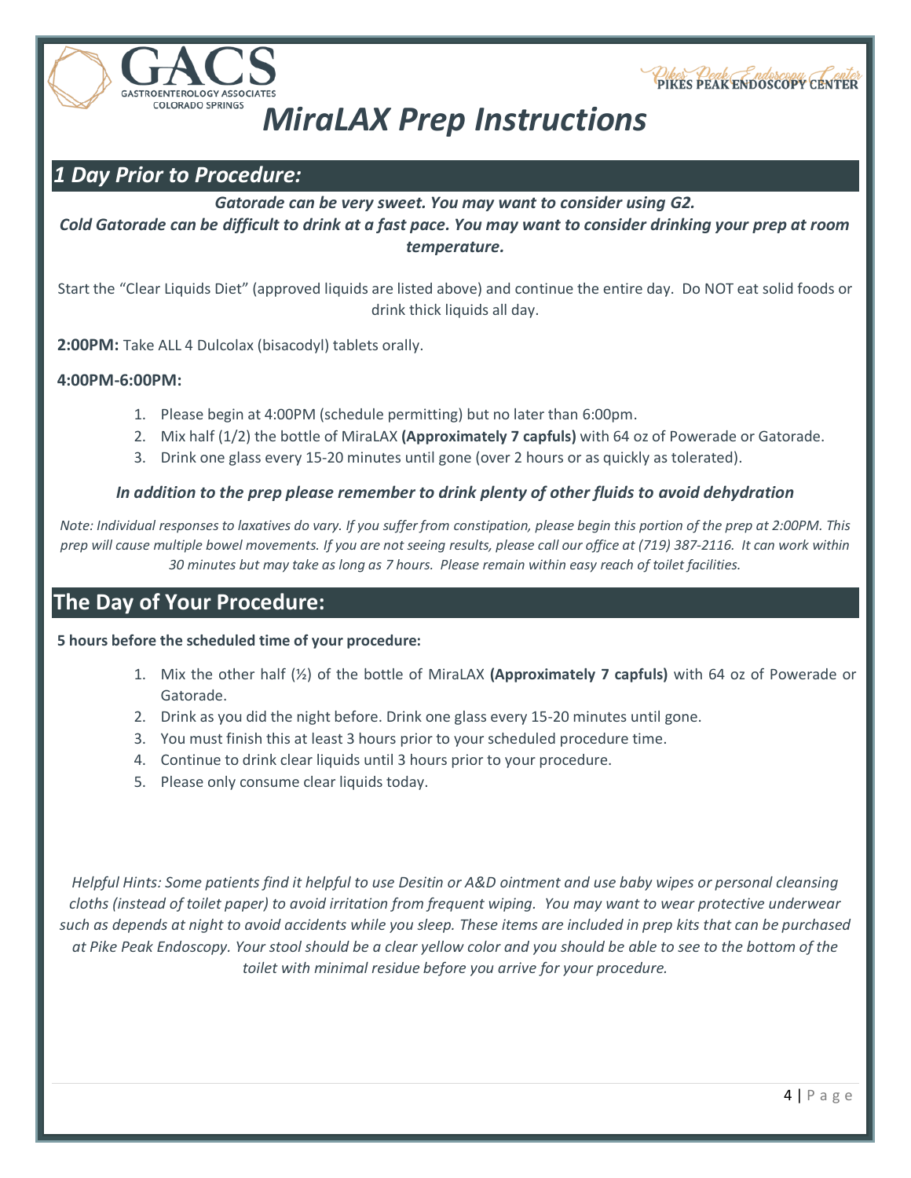GACS
GASTROENTEROLOGY ASSOCIATES
COLORADO SPRINGS

PIKES PEAK ENDOSCOPY CENTER

# *MiraLAX Prep Instructions*

## *1 Day Prior to Procedure:*

***Gatorade can be very sweet. You may want to consider using G2.***
***Cold Gatorade can be difficult to drink at a fast pace. You may want to consider drinking your prep at room temperature.***

Start the "Clear Liquids Diet" (approved liquids are listed above) and continue the entire day. Do NOT eat solid foods or drink thick liquids all day.

**2:00PM:** Take ALL 4 Dulcolax (bisacodyl) tablets orally.

**4:00PM-6:00PM:**

1. Please begin at 4:00PM (schedule permitting) but no later than 6:00pm.
2. Mix half (1/2) the bottle of MiraLAX **(Approximately 7 capfuls)** with 64 oz of Powerade or Gatorade.
3. Drink one glass every 15-20 minutes until gone (over 2 hours or as quickly as tolerated).

***In addition to the prep please remember to drink plenty of other fluids to avoid dehydration***

*Note: Individual responses to laxatives do vary. If you suffer from constipation, please begin this portion of the prep at 2:00PM. This prep will cause multiple bowel movements. If you are not seeing results, please call our office at (719) 387-2116. It can work within 30 minutes but may take as long as 7 hours. Please remain within easy reach of toilet facilities.*

## The Day of Your Procedure:

**5 hours before the scheduled time of your procedure:**

1. Mix the other half (½) of the bottle of MiraLAX **(Approximately 7 capfuls)** with 64 oz of Powerade or Gatorade.
2. Drink as you did the night before. Drink one glass every 15-20 minutes until gone.
3. You must finish this at least 3 hours prior to your scheduled procedure time.
4. Continue to drink clear liquids until 3 hours prior to your procedure.
5. Please only consume clear liquids today.

*Helpful Hints: Some patients find it helpful to use Desitin or A&D ointment and use baby wipes or personal cleansing cloths (instead of toilet paper) to avoid irritation from frequent wiping. You may want to wear protective underwear such as depends at night to avoid accidents while you sleep. These items are included in prep kits that can be purchased at Pike Peak Endoscopy. Your stool should be a clear yellow color and you should be able to see to the bottom of the toilet with minimal residue before you arrive for your procedure.*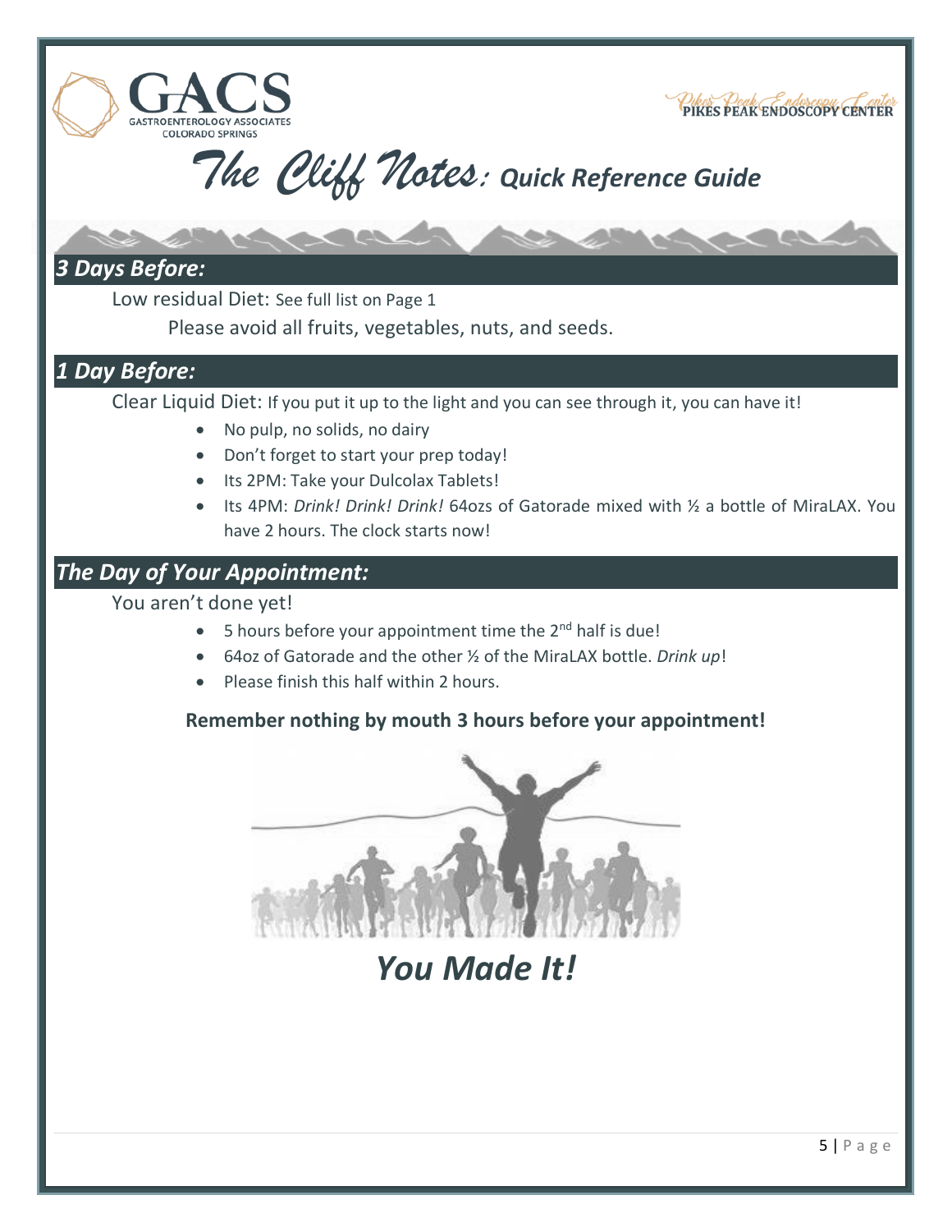GACS
GASTROENTEROLOGY ASSOCIATES
COLORADO SPRINGS

PIKES PEAK ENDOSCOPY CENTER

# *The Cliff Notes: Quick Reference Guide*

## *3 Days Before:*

Low residual Diet: See full list on Page 1

Please avoid all fruits, vegetables, nuts, and seeds.

## *1 Day Before:*

Clear Liquid Diet: If you put it up to the light and you can see through it, you can have it!

- No pulp, no solids, no dairy
- Don't forget to start your prep today!
- Its 2PM: Take your Dulcolax Tablets!
- Its 4PM: *Drink! Drink! Drink!* 64ozs of Gatorade mixed with ½ a bottle of MiraLAX. You have 2 hours. The clock starts now!

## *The Day of Your Appointment:*

You aren't done yet!

- 5 hours before your appointment time the 2nd half is due!
- 64oz of Gatorade and the other ½ of the MiraLAX bottle. *Drink up*!
- Please finish this half within 2 hours.

**Remember nothing by mouth 3 hours before your appointment!**

## *You Made It!*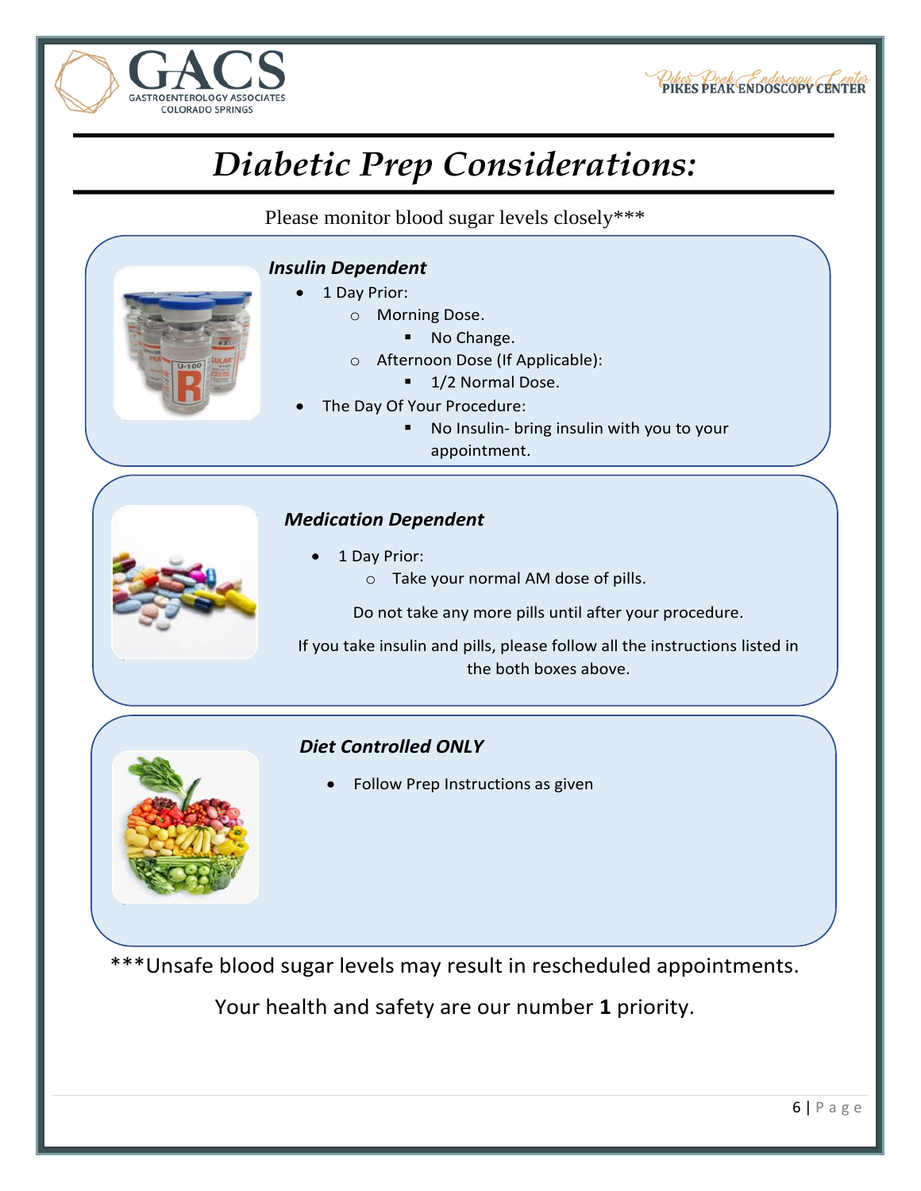# *Diabetic Prep Considerations:*

Please monitor blood sugar levels closely***

### *Insulin Dependent*

- 1 Day Prior:
  - Morning Dose.
    - No Change.
  - Afternoon Dose (If Applicable):
    - 1/2 Normal Dose.
- The Day Of Your Procedure:
    - No Insulin- bring insulin with you to your appointment.

### *Medication Dependent*

- 1 Day Prior:
  - Take your normal AM dose of pills.

Do not take any more pills until after your procedure.

If you take insulin and pills, please follow all the instructions listed in the both boxes above.

### *Diet Controlled ONLY*

- Follow Prep Instructions as given

***Unsafe blood sugar levels may result in rescheduled appointments.

Your health and safety are our number **1** priority.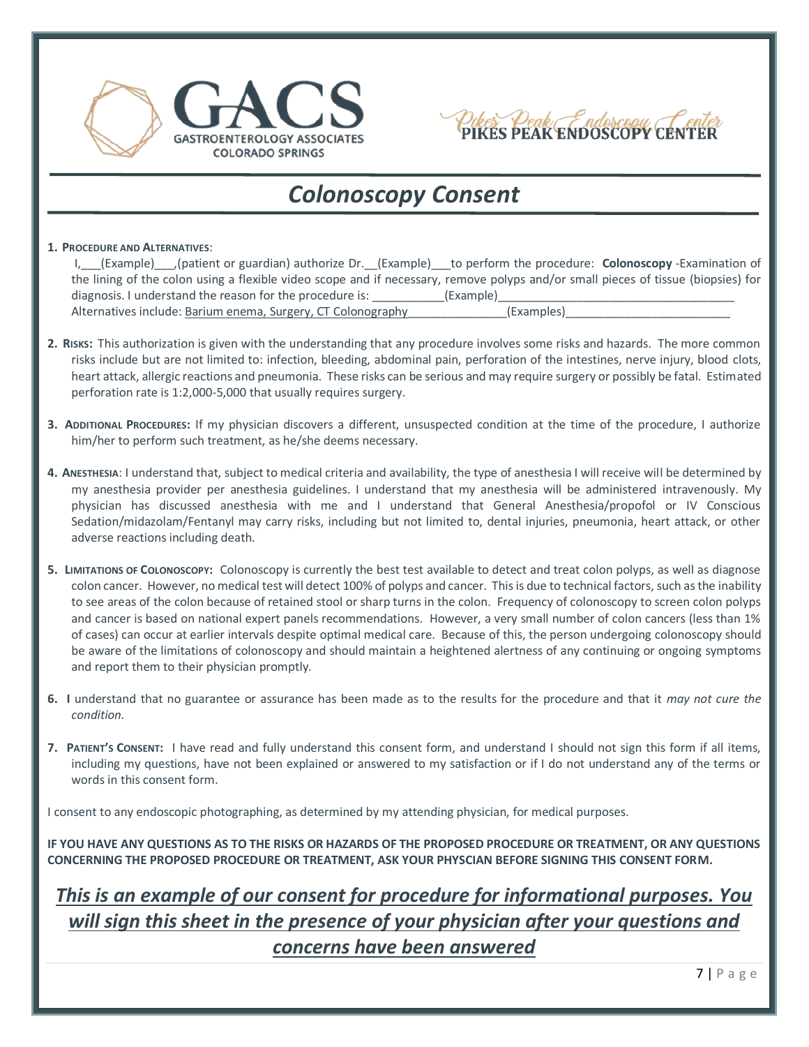GACS

GASTROENTEROLOGY ASSOCIATES COLORADO SPRINGS

PIKES PEAK ENDOSCOPY CENTER

# *Colonoscopy Consent*

1. **PROCEDURE AND ALTERNATIVES**:
   I,___(Example)___,(patient or guardian) authorize Dr.__(Example)___to perform the procedure: **Colonoscopy** -Examination of the lining of the colon using a flexible video scope and if necessary, remove polyps and/or small pieces of tissue (biopsies) for diagnosis. I understand the reason for the procedure is: ___________(Example)____________________________________
   Alternatives include: Barium enema, Surgery, CT Colonography_______________(Examples)_________________________

2. **RISKS:** This authorization is given with the understanding that any procedure involves some risks and hazards. The more common risks include but are not limited to: infection, bleeding, abdominal pain, perforation of the intestines, nerve injury, blood clots, heart attack, allergic reactions and pneumonia. These risks can be serious and may require surgery or possibly be fatal. Estimated perforation rate is 1:2,000-5,000 that usually requires surgery.

3. **ADDITIONAL PROCEDURES:** If my physician discovers a different, unsuspected condition at the time of the procedure, I authorize him/her to perform such treatment, as he/she deems necessary.

4. **ANESTHESIA**: I understand that, subject to medical criteria and availability, the type of anesthesia I will receive will be determined by my anesthesia provider per anesthesia guidelines. I understand that my anesthesia will be administered intravenously. My physician has discussed anesthesia with me and I understand that General Anesthesia/propofol or IV Conscious Sedation/midazolam/Fentanyl may carry risks, including but not limited to, dental injuries, pneumonia, heart attack, or other adverse reactions including death.

5. **LIMITATIONS OF COLONOSCOPY:** Colonoscopy is currently the best test available to detect and treat colon polyps, as well as diagnose colon cancer. However, no medical test will detect 100% of polyps and cancer. This is due to technical factors, such as the inability to see areas of the colon because of retained stool or sharp turns in the colon. Frequency of colonoscopy to screen colon polyps and cancer is based on national expert panels recommendations. However, a very small number of colon cancers (less than 1% of cases) can occur at earlier intervals despite optimal medical care. Because of this, the person undergoing colonoscopy should be aware of the limitations of colonoscopy and should maintain a heightened alertness of any continuing or ongoing symptoms and report them to their physician promptly.

6. **I** understand that no guarantee or assurance has been made as to the results for the procedure and that it *may not cure the condition.*

7. **PATIENT'S CONSENT:** I have read and fully understand this consent form, and understand I should not sign this form if all items, including my questions, have not been explained or answered to my satisfaction or if I do not understand any of the terms or words in this consent form.

I consent to any endoscopic photographing, as determined by my attending physician, for medical purposes.

**IF YOU HAVE ANY QUESTIONS AS TO THE RISKS OR HAZARDS OF THE PROPOSED PROCEDURE OR TREATMENT, OR ANY QUESTIONS CONCERNING THE PROPOSED PROCEDURE OR TREATMENT, ASK YOUR PHYSCIAN BEFORE SIGNING THIS CONSENT FORM.**

***This is an example of our consent for procedure for informational purposes. You will sign this sheet in the presence of your physician after your questions and concerns have been answered***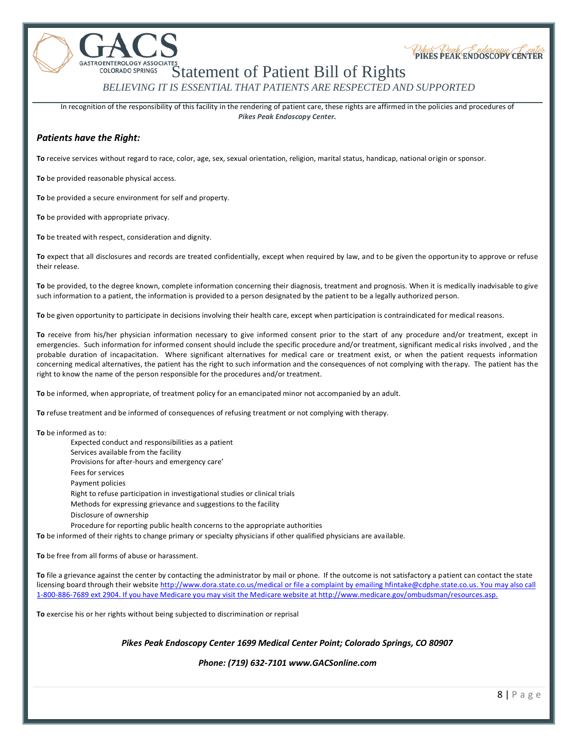GACS
GASTROENTEROLOGY ASSOCIATES
COLORADO SPRINGS

PIKES PEAK ENDOSCOPY CENTER

# Statement of Patient Bill of Rights

*BELIEVING IT IS ESSENTIAL THAT PATIENTS ARE RESPECTED AND SUPPORTED*

In recognition of the responsibility of this facility in the rendering of patient care, these rights are affirmed in the policies and procedures of ***Pikes Peak Endoscopy Center.***

### *Patients have the Right:*

**To** receive services without regard to race, color, age, sex, sexual orientation, religion, marital status, handicap, national origin or sponsor.

**To** be provided reasonable physical access.

**To** be provided a secure environment for self and property.

**To** be provided with appropriate privacy.

**To** be treated with respect, consideration and dignity.

**To** expect that all disclosures and records are treated confidentially, except when required by law, and to be given the opportunity to approve or refuse their release.

**To** be provided, to the degree known, complete information concerning their diagnosis, treatment and prognosis. When it is medically inadvisable to give such information to a patient, the information is provided to a person designated by the patient to be a legally authorized person.

**To** be given opportunity to participate in decisions involving their health care, except when participation is contraindicated for medical reasons.

**To** receive from his/her physician information necessary to give informed consent prior to the start of any procedure and/or treatment, except in emergencies. Such information for informed consent should include the specific procedure and/or treatment, significant medical risks involved , and the probable duration of incapacitation. Where significant alternatives for medical care or treatment exist, or when the patient requests information concerning medical alternatives, the patient has the right to such information and the consequences of not complying with therapy. The patient has the right to know the name of the person responsible for the procedures and/or treatment.

**To** be informed, when appropriate, of treatment policy for an emancipated minor not accompanied by an adult.

**To** refuse treatment and be informed of consequences of refusing treatment or not complying with therapy.

**To** be informed as to:

- Expected conduct and responsibilities as a patient
- Services available from the facility
- Provisions for after-hours and emergency care'
- Fees for services
- Payment policies
- Right to refuse participation in investigational studies or clinical trials
- Methods for expressing grievance and suggestions to the facility
- Disclosure of ownership
- Procedure for reporting public health concerns to the appropriate authorities

**To** be informed of their rights to change primary or specialty physicians if other qualified physicians are available.

**To** be free from all forms of abuse or harassment.

**To** file a grievance against the center by contacting the administrator by mail or phone. If the outcome is not satisfactory a patient can contact the state licensing board through their website http://www.dora.state.co.us/medical or file a complaint by emailing hfintake@cdphe.state.co.us. You may also call 1-800-886-7689 ext 2904. If you have Medicare you may visit the Medicare website at http://www.medicare.gov/ombudsman/resources.asp.

**To** exercise his or her rights without being subjected to discrimination or reprisal

***Pikes Peak Endoscopy Center 1699 Medical Center Point; Colorado Springs, CO 80907***

***Phone: (719) 632-7101 www.GACSonline.com***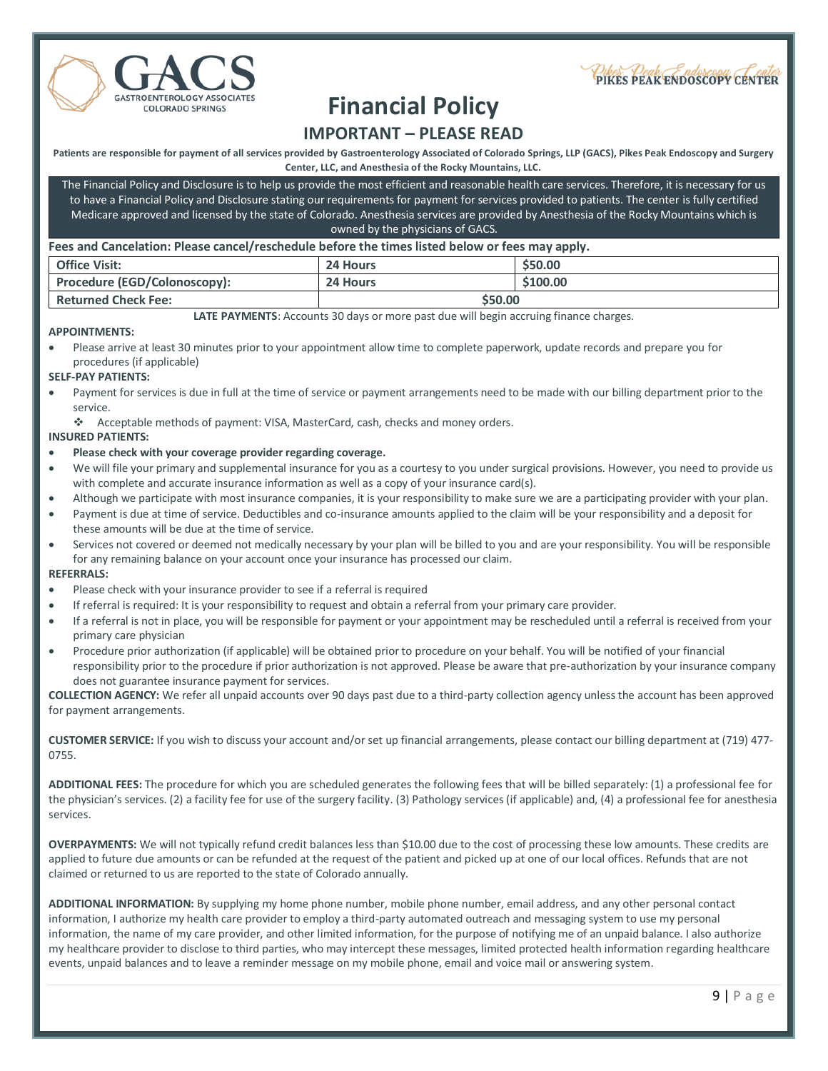GACS
GASTROENTEROLOGY ASSOCIATES
COLORADO SPRINGS

PIKES PEAK ENDOSCOPY CENTER

# Financial Policy

## IMPORTANT – PLEASE READ

**Patients are responsible for payment of all services provided by Gastroenterology Associated of Colorado Springs, LLP (GACS), Pikes Peak Endoscopy and Surgery Center, LLC, and Anesthesia of the Rocky Mountains, LLC.**

The Financial Policy and Disclosure is to help us provide the most efficient and reasonable health care services. Therefore, it is necessary for us to have a Financial Policy and Disclosure stating our requirements for payment for services provided to patients. The center is fully certified Medicare approved and licensed by the state of Colorado. Anesthesia services are provided by Anesthesia of the Rocky Mountains which is owned by the physicians of GACS.

**Fees and Cancelation: Please cancel/reschedule before the times listed below or fees may apply.**

| | | |
|---|---|---|
| **Office Visit:** | **24 Hours** | **$50.00** |
| **Procedure (EGD/Colonoscopy):** | **24 Hours** | **$100.00** |
| **Returned Check Fee:** | **$50.00** | |

**LATE PAYMENTS**: Accounts 30 days or more past due will begin accruing finance charges.

**APPOINTMENTS:**

- Please arrive at least 30 minutes prior to your appointment allow time to complete paperwork, update records and prepare you for procedures (if applicable)

**SELF-PAY PATIENTS:**

- Payment for services is due in full at the time of service or payment arrangements need to be made with our billing department prior to the service.
  - Acceptable methods of payment: VISA, MasterCard, cash, checks and money orders.

**INSURED PATIENTS:**

- **Please check with your coverage provider regarding coverage.**
- We will file your primary and supplemental insurance for you as a courtesy to you under surgical provisions. However, you need to provide us with complete and accurate insurance information as well as a copy of your insurance card(s).
- Although we participate with most insurance companies, it is your responsibility to make sure we are a participating provider with your plan.
- Payment is due at time of service. Deductibles and co-insurance amounts applied to the claim will be your responsibility and a deposit for these amounts will be due at the time of service.
- Services not covered or deemed not medically necessary by your plan will be billed to you and are your responsibility. You will be responsible for any remaining balance on your account once your insurance has processed our claim.

**REFERRALS:**

- Please check with your insurance provider to see if a referral is required
- If referral is required: It is your responsibility to request and obtain a referral from your primary care provider.
- If a referral is not in place, you will be responsible for payment or your appointment may be rescheduled until a referral is received from your primary care physician
- Procedure prior authorization (if applicable) will be obtained prior to procedure on your behalf. You will be notified of your financial responsibility prior to the procedure if prior authorization is not approved. Please be aware that pre-authorization by your insurance company does not guarantee insurance payment for services.

**COLLECTION AGENCY:** We refer all unpaid accounts over 90 days past due to a third-party collection agency unless the account has been approved for payment arrangements.

**CUSTOMER SERVICE:** If you wish to discuss your account and/or set up financial arrangements, please contact our billing department at (719) 477-0755.

**ADDITIONAL FEES:** The procedure for which you are scheduled generates the following fees that will be billed separately: (1) a professional fee for the physician's services. (2) a facility fee for use of the surgery facility. (3) Pathology services (if applicable) and, (4) a professional fee for anesthesia services.

**OVERPAYMENTS:** We will not typically refund credit balances less than $10.00 due to the cost of processing these low amounts. These credits are applied to future due amounts or can be refunded at the request of the patient and picked up at one of our local offices. Refunds that are not claimed or returned to us are reported to the state of Colorado annually.

**ADDITIONAL INFORMATION:** By supplying my home phone number, mobile phone number, email address, and any other personal contact information, I authorize my health care provider to employ a third-party automated outreach and messaging system to use my personal information, the name of my care provider, and other limited information, for the purpose of notifying me of an unpaid balance. I also authorize my healthcare provider to disclose to third parties, who may intercept these messages, limited protected health information regarding healthcare events, unpaid balances and to leave a reminder message on my mobile phone, email and voice mail or answering system.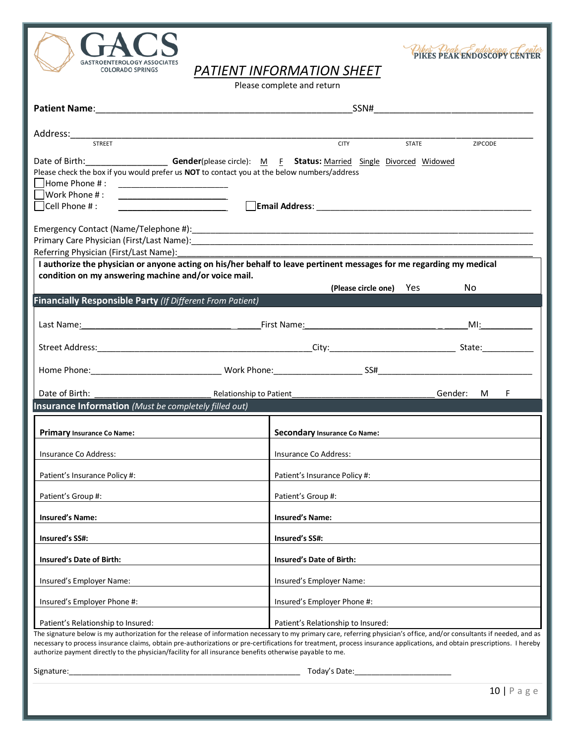GACS
GASTROENTEROLOGY ASSOCIATES
COLORADO SPRINGS

PIKES PEAK ENDOSCOPY CENTER

# PATIENT INFORMATION SHEET

Please complete and return

**Patient Name**:____________________________________________SSN#___________________________

Address:____________________________________________________________________________________
STREET CITY STATE ZIPCODE

Date of Birth:_______________ **Gender**(please circle): M F **Status:** Married Single Divorced Widowed

Please check the box if you would prefer us **NOT** to contact you at the below numbers/address

☐ Home Phone # : ____________________

☐ Work Phone # : ____________________

☐ Cell Phone # : ____________________ ☐ **Email Address**: ________________________________________

Emergency Contact (Name/Telephone #):__________________________________________________________

Primary Care Physician (First/Last Name):_________________________________________________________

Referring Physician (First/Last Name):___________________________________________________________

**I authorize the physician or anyone acting on his/her behalf to leave pertinent messages for me regarding my medical condition on my answering machine and/or voice mail.**

**(Please circle one)** Yes No

## Financially Responsible Party *(If Different From Patient)*

Last Name:______________________________ First Name:__________________________ MI:__________

Street Address:_____________________________________________City:_________________________ State:__________

Home Phone:__________________________ Work Phone:__________________ SS#_______________________________

Date of Birth: ______________________ Relationship to Patient_____________________________ Gender: M F

## Insurance Information *(Must be completely filled out)*

| **Primary** **Insurance Co Name:** | **Secondary** **Insurance Co Name:** |
|---|---|
| Insurance Co Address: | Insurance Co Address: |
| Patient's Insurance Policy #: | Patient's Insurance Policy #: |
| Patient's Group #: | Patient's Group #: |
| **Insured's Name:** | **Insured's Name:** |
| **Insured's SS#:** | **Insured's SS#:** |
| **Insured's Date of Birth:** | **Insured's Date of Birth:** |
| Insured's Employer Name: | Insured's Employer Name: |
| Insured's Employer Phone #: | Insured's Employer Phone #: |
| Patient's Relationship to Insured: | Patient's Relationship to Insured: |

The signature below is my authorization for the release of information necessary to my primary care, referring physician's office, and/or consultants if needed, and as necessary to process insurance claims, obtain pre-authorizations or pre-certifications for treatment, process insurance applications, and obtain prescriptions. I hereby authorize payment directly to the physician/facility for all insurance benefits otherwise payable to me.

Signature:______________________________________________ Today's Date:____________________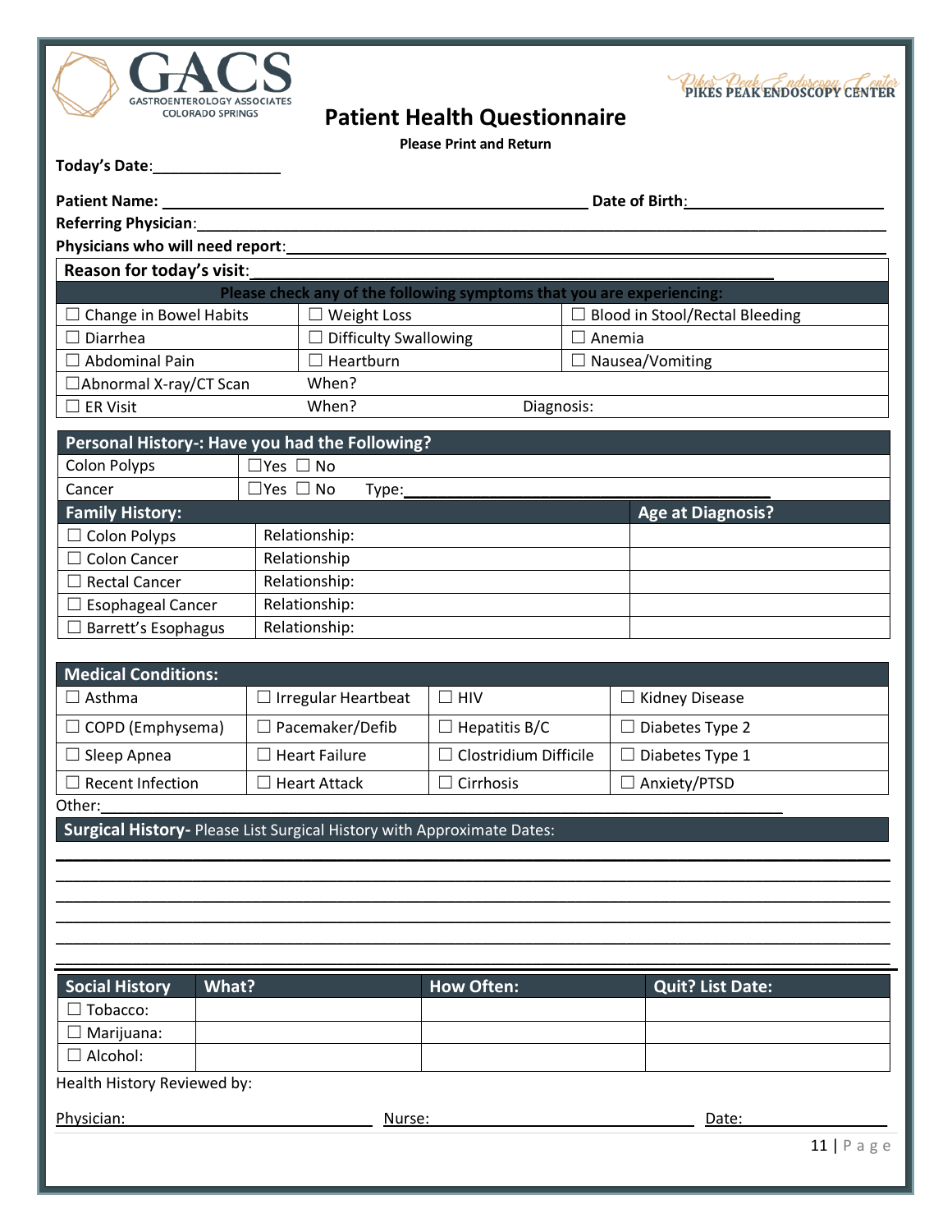GACS
GASTROENTEROLOGY ASSOCIATES
COLORADO SPRINGS

PIKES PEAK ENDOSCOPY CENTER

# Patient Health Questionnaire

**Please Print and Return**

**Today's Date:**_______________

**Patient Name:** ____________________________________________ **Date of Birth:**______________________

**Referring Physician:**_______________________________________________________________________

**Physicians who will need report:**____________________________________________________________

**Reason for today's visit:**___________________________________________________________

| Please check any of the following symptoms that you are experiencing: | | |
|---|---|---|
| ☐ Change in Bowel Habits | ☐ Weight Loss | ☐ Blood in Stool/Rectal Bleeding |
| ☐ Diarrhea | ☐ Difficulty Swallowing | ☐ Anemia |
| ☐ Abdominal Pain | ☐ Heartburn | ☐ Nausea/Vomiting |
| ☐Abnormal X-ray/CT Scan | When? | |
| ☐ ER Visit | When? | Diagnosis: |

| Personal History-: Have you had the Following? | |
|---|---|
| Colon Polyps | ☐Yes ☐ No |
| Cancer | ☐Yes ☐ No Type:_______________________________ |

| Family History: | | Age at Diagnosis? |
|---|---|---|
| ☐ Colon Polyps | Relationship: | |
| ☐ Colon Cancer | Relationship | |
| ☐ Rectal Cancer | Relationship: | |
| ☐ Esophageal Cancer | Relationship: | |
| ☐ Barrett's Esophagus | Relationship: | |

| Medical Conditions: | | | |
|---|---|---|---|
| ☐ Asthma | ☐ Irregular Heartbeat | ☐ HIV | ☐ Kidney Disease |
| ☐ COPD (Emphysema) | ☐ Pacemaker/Defib | ☐ Hepatitis B/C | ☐ Diabetes Type 2 |
| ☐ Sleep Apnea | ☐ Heart Failure | ☐ Clostridium Difficile | ☐ Diabetes Type 1 |
| ☐ Recent Infection | ☐ Heart Attack | ☐ Cirrhosis | ☐ Anxiety/PTSD |

Other:_______________________________________________________________________________

**Surgical History-** Please List Surgical History with Approximate Dates:

_____________________________________________________________________________________

_____________________________________________________________________________________

_____________________________________________________________________________________

_____________________________________________________________________________________

_____________________________________________________________________________________

_____________________________________________________________________________________

| Social History | What? | How Often: | Quit? List Date: |
|---|---|---|---|
| ☐ Tobacco: | | | |
| ☐ Marijuana: | | | |
| ☐ Alcohol: | | | |

Health History Reviewed by:

Physician:___________________________ Nurse:_______________________________ Date:________________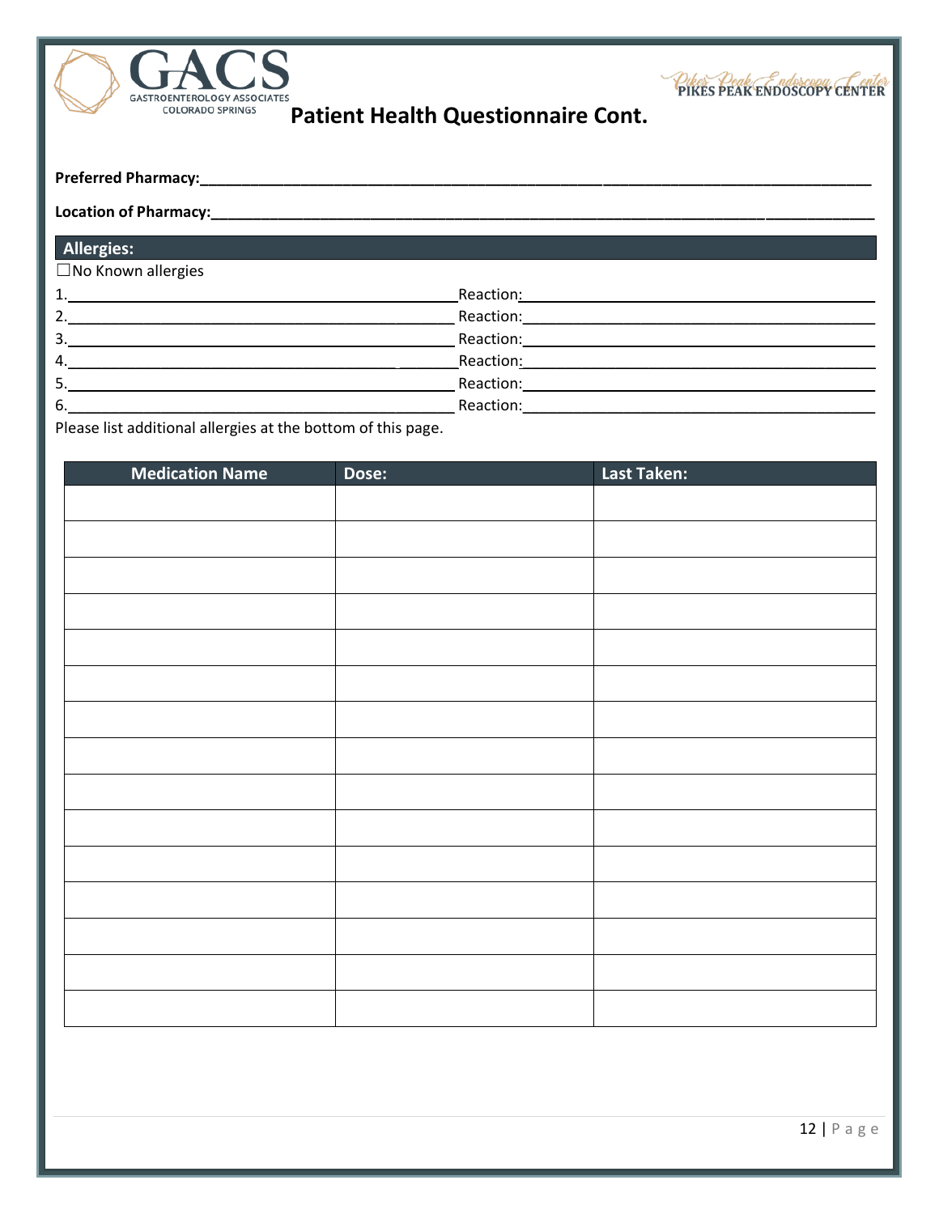GACS
GASTROENTEROLOGY ASSOCIATES
COLORADO SPRINGS

PIKES PEAK ENDOSCOPY CENTER

# Patient Health Questionnaire Cont.

**Preferred Pharmacy:**_______________________________________________________________________________

**Location of Pharmacy:**_____________________________________________________________________________

## Allergies:

☐No Known allergies

1.________________________________________________ Reaction:_____________________________________________

2.________________________________________________ Reaction:_____________________________________________

3.________________________________________________ Reaction:_____________________________________________

4.________________________________________________ Reaction:_____________________________________________

5.________________________________________________ Reaction:_____________________________________________

6.________________________________________________ Reaction:_____________________________________________

Please list additional allergies at the bottom of this page.

| Medication Name | Dose: | Last Taken: |
|---|---|---|
| | | |
| | | |
| | | |
| | | |
| | | |
| | | |
| | | |
| | | |
| | | |
| | | |
| | | |
| | | |
| | | |
| | | |
| | | |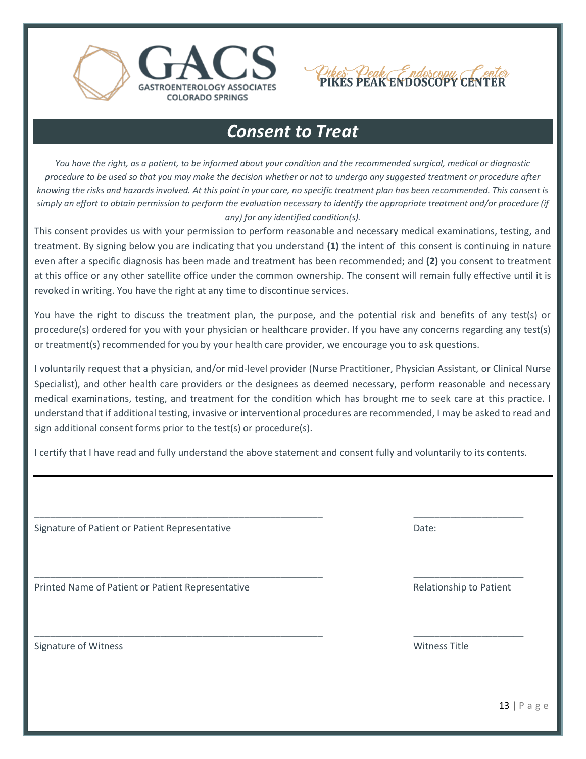GACS
GASTROENTEROLOGY ASSOCIATES
COLORADO SPRINGS

PIKES PEAK ENDOSCOPY CENTER

# Consent to Treat

*You have the right, as a patient, to be informed about your condition and the recommended surgical, medical or diagnostic procedure to be used so that you may make the decision whether or not to undergo any suggested treatment or procedure after knowing the risks and hazards involved. At this point in your care, no specific treatment plan has been recommended. This consent is simply an effort to obtain permission to perform the evaluation necessary to identify the appropriate treatment and/or procedure (if any) for any identified condition(s).*

This consent provides us with your permission to perform reasonable and necessary medical examinations, testing, and treatment. By signing below you are indicating that you understand **(1)** the intent of this consent is continuing in nature even after a specific diagnosis has been made and treatment has been recommended; and **(2)** you consent to treatment at this office or any other satellite office under the common ownership. The consent will remain fully effective until it is revoked in writing. You have the right at any time to discontinue services.

You have the right to discuss the treatment plan, the purpose, and the potential risk and benefits of any test(s) or procedure(s) ordered for you with your physician or healthcare provider. If you have any concerns regarding any test(s) or treatment(s) recommended for you by your health care provider, we encourage you to ask questions.

I voluntarily request that a physician, and/or mid-level provider (Nurse Practitioner, Physician Assistant, or Clinical Nurse Specialist), and other health care providers or the designees as deemed necessary, perform reasonable and necessary medical examinations, testing, and treatment for the condition which has brought me to seek care at this practice. I understand that if additional testing, invasive or interventional procedures are recommended, I may be asked to read and sign additional consent forms prior to the test(s) or procedure(s).

I certify that I have read and fully understand the above statement and consent fully and voluntarily to its contents.

---

\_\_\_\_\_\_\_\_\_\_\_\_\_\_\_\_\_\_\_\_\_\_\_\_\_\_\_\_\_\_\_\_\_\_\_\_\_\_\_\_\_\_\_\_\_\_\_\_\_\_\_\_ \_\_\_\_\_\_\_\_\_\_\_\_\_\_\_\_\_\_\_\_

Signature of Patient or Patient Representative Date:

\_\_\_\_\_\_\_\_\_\_\_\_\_\_\_\_\_\_\_\_\_\_\_\_\_\_\_\_\_\_\_\_\_\_\_\_\_\_\_\_\_\_\_\_\_\_\_\_\_\_\_\_ \_\_\_\_\_\_\_\_\_\_\_\_\_\_\_\_\_\_\_\_

Printed Name of Patient or Patient Representative Relationship to Patient

\_\_\_\_\_\_\_\_\_\_\_\_\_\_\_\_\_\_\_\_\_\_\_\_\_\_\_\_\_\_\_\_\_\_\_\_\_\_\_\_\_\_\_\_\_\_\_\_\_\_\_\_ \_\_\_\_\_\_\_\_\_\_\_\_\_\_\_\_\_\_\_\_

Signature of Witness Witness Title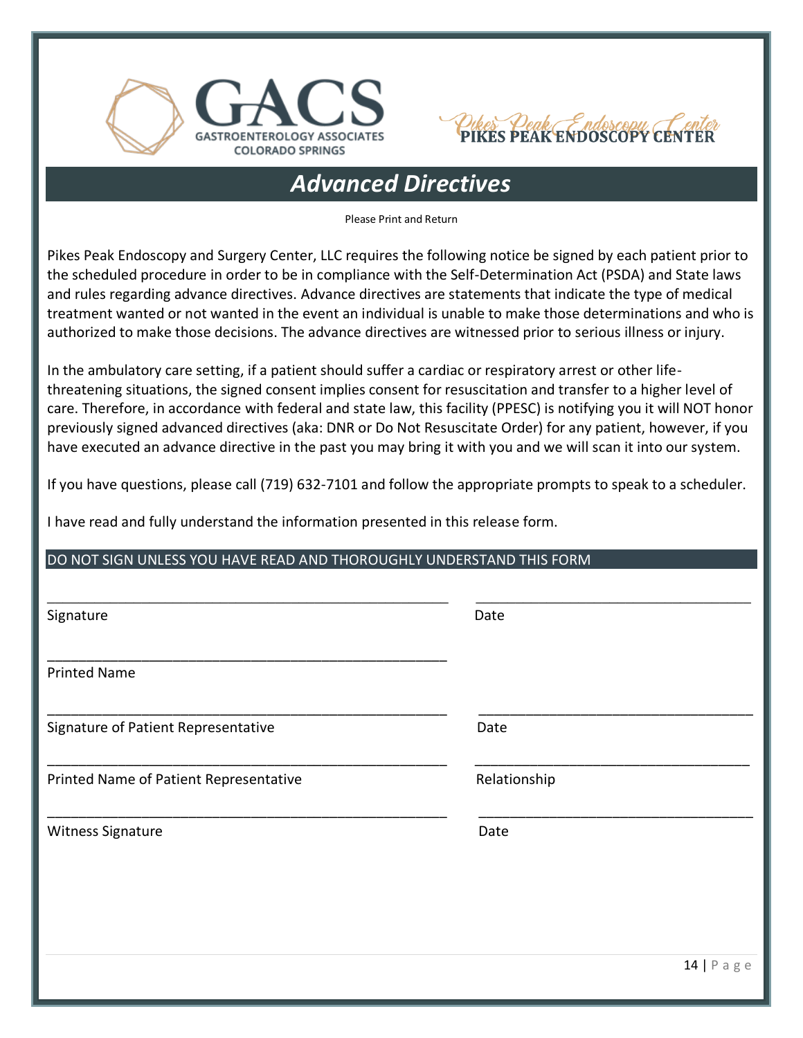GACS
GASTROENTEROLOGY ASSOCIATES
COLORADO SPRINGS

PIKES PEAK ENDOSCOPY CENTER

# *Advanced Directives*

Please Print and Return

Pikes Peak Endoscopy and Surgery Center, LLC requires the following notice be signed by each patient prior to the scheduled procedure in order to be in compliance with the Self-Determination Act (PSDA) and State laws and rules regarding advance directives. Advance directives are statements that indicate the type of medical treatment wanted or not wanted in the event an individual is unable to make those determinations and who is authorized to make those decisions. The advance directives are witnessed prior to serious illness or injury.

In the ambulatory care setting, if a patient should suffer a cardiac or respiratory arrest or other life-threatening situations, the signed consent implies consent for resuscitation and transfer to a higher level of care. Therefore, in accordance with federal and state law, this facility (PPESC) is notifying you it will NOT honor previously signed advanced directives (aka: DNR or Do Not Resuscitate Order) for any patient, however, if you have executed an advance directive in the past you may bring it with you and we will scan it into our system.

If you have questions, please call (719) 632-7101 and follow the appropriate prompts to speak to a scheduler.

I have read and fully understand the information presented in this release form.

DO NOT SIGN UNLESS YOU HAVE READ AND THOROUGHLY UNDERSTAND THIS FORM

_______________________________________________ _______________________________

Signature Date

_______________________________________________

Printed Name

_______________________________________________ _______________________________

Signature of Patient Representative Date

_______________________________________________ _______________________________

Printed Name of Patient Representative Relationship

_______________________________________________ _______________________________

Witness Signature Date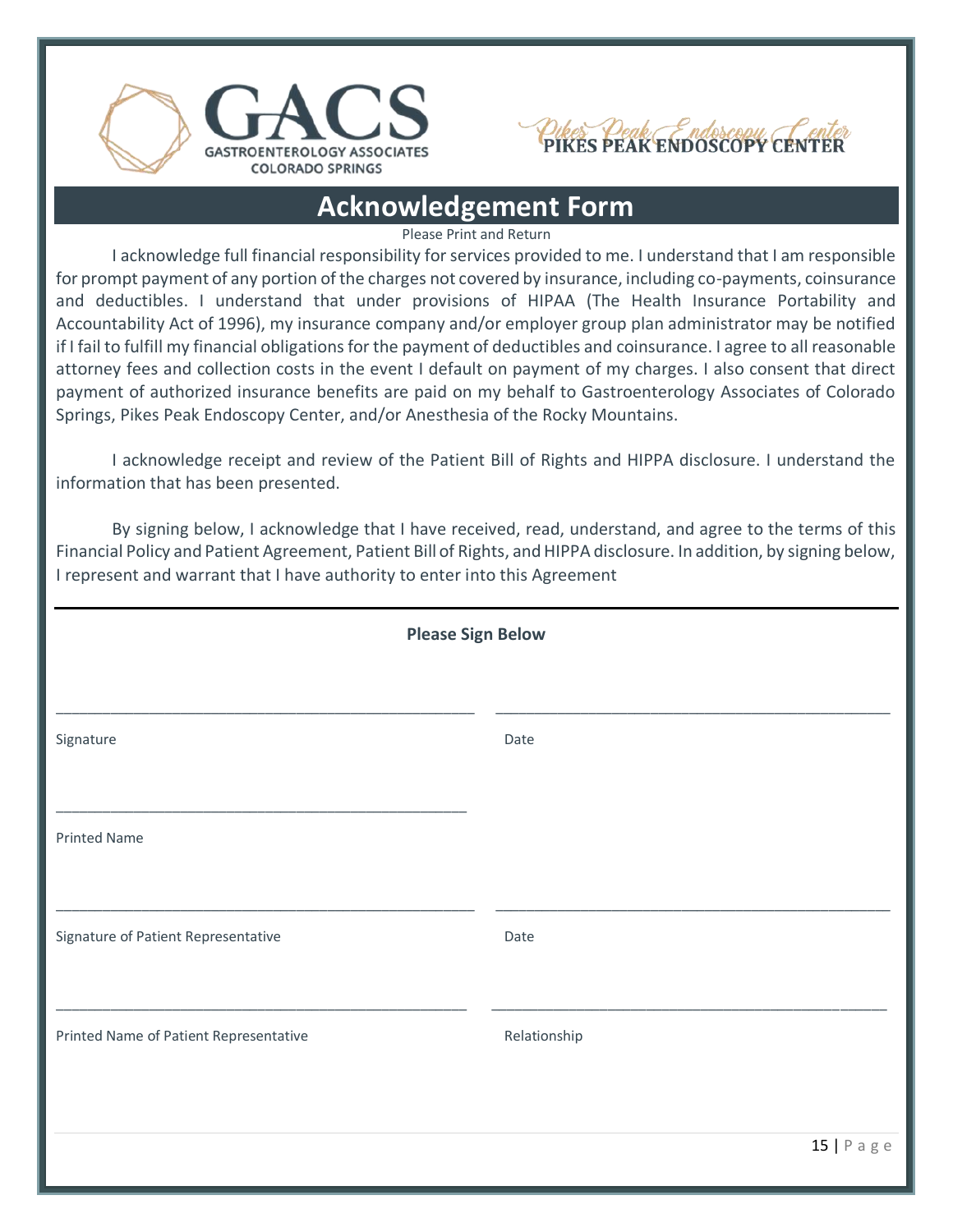GACS
GASTROENTEROLOGY ASSOCIATES
COLORADO SPRINGS

PIKES PEAK ENDOSCOPY CENTER

# Acknowledgement Form

Please Print and Return

I acknowledge full financial responsibility for services provided to me. I understand that I am responsible for prompt payment of any portion of the charges not covered by insurance, including co-payments, coinsurance and deductibles. I understand that under provisions of HIPAA (The Health Insurance Portability and Accountability Act of 1996), my insurance company and/or employer group plan administrator may be notified if I fail to fulfill my financial obligations for the payment of deductibles and coinsurance. I agree to all reasonable attorney fees and collection costs in the event I default on payment of my charges. I also consent that direct payment of authorized insurance benefits are paid on my behalf to Gastroenterology Associates of Colorado Springs, Pikes Peak Endoscopy Center, and/or Anesthesia of the Rocky Mountains.

I acknowledge receipt and review of the Patient Bill of Rights and HIPPA disclosure. I understand the information that has been presented.

By signing below, I acknowledge that I have received, read, understand, and agree to the terms of this Financial Policy and Patient Agreement, Patient Bill of Rights, and HIPPA disclosure. In addition, by signing below, I represent and warrant that I have authority to enter into this Agreement

---

**Please Sign Below**

\_\_\_\_\_\_\_\_\_\_\_\_\_\_\_\_\_\_\_\_\_\_\_\_\_\_\_\_\_\_\_\_\_\_\_\_\_\_\_\_ \_\_\_\_\_\_\_\_\_\_\_\_\_\_\_\_\_\_\_\_\_\_\_\_\_\_\_\_\_\_\_\_\_\_\_\_\_\_\_\_

Signature Date

\_\_\_\_\_\_\_\_\_\_\_\_\_\_\_\_\_\_\_\_\_\_\_\_\_\_\_\_\_\_\_\_\_\_\_\_\_\_\_\_

Printed Name

\_\_\_\_\_\_\_\_\_\_\_\_\_\_\_\_\_\_\_\_\_\_\_\_\_\_\_\_\_\_\_\_\_\_\_\_\_\_\_\_ \_\_\_\_\_\_\_\_\_\_\_\_\_\_\_\_\_\_\_\_\_\_\_\_\_\_\_\_\_\_\_\_\_\_\_\_\_\_\_\_

Signature of Patient Representative Date

\_\_\_\_\_\_\_\_\_\_\_\_\_\_\_\_\_\_\_\_\_\_\_\_\_\_\_\_\_\_\_\_\_\_\_\_\_\_\_\_ \_\_\_\_\_\_\_\_\_\_\_\_\_\_\_\_\_\_\_\_\_\_\_\_\_\_\_\_\_\_\_\_\_\_\_\_\_\_\_\_

Printed Name of Patient Representative Relationship